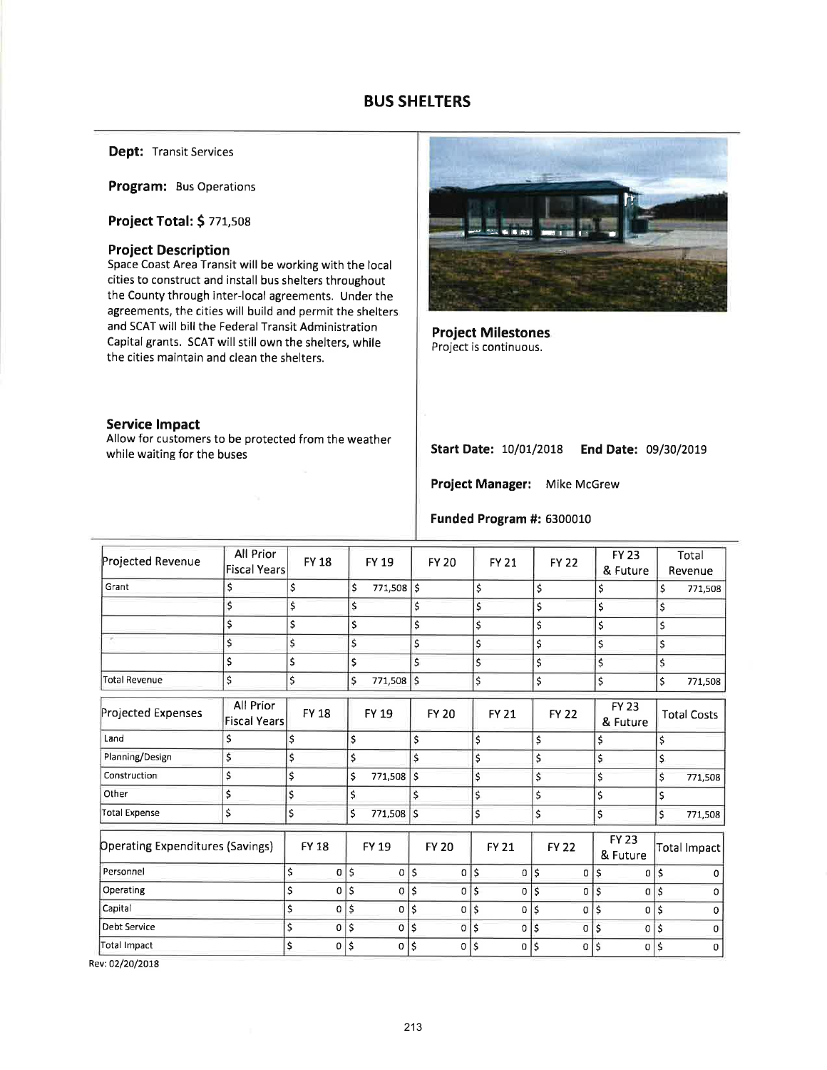# BUS SHELTERS

**Dept:** Transit Services

**Program:** Bus Operations

**Project Total: $** 771,508

### Project Description

Space Coast Area Transit will be working with the local cities to construct and install bus shelters throughout the County through inter-local agreements. Under the agreements, the cities will build and permit the shelters and SCAT will bill the Federal Transit Administration Capital grants. SCAT will still own the shelters, while the cities maintain and clean the shelters.

### Service Impact

Allow for customers to be protected from the weather while waiting for the buses

### Project Milestones

Project is continuous.

**Start Date:** 10/01/2018 **End Date:** 09/30/2019

**Project Manager:** Mike McGrew

**Funded Program #:** 6300010

| Projected Revenue | All Prior Fiscal Years | FY 18 | FY 19 | FY 20 | FY 21 | FY 22 | FY 23 & Future | Total Revenue |
|---|---|---|---|---|---|---|---|---|
| Grant | $ | $ | $ 771,508 | $ | $ | $ | $ | $ 771,508 |
| | $ | $ | $ | $ | $ | $ | $ | $ |
| | $ | $ | $ | $ | $ | $ | $ | $ |
| | $ | $ | $ | $ | $ | $ | $ | $ |
| | $ | $ | $ | $ | $ | $ | $ | $ |
| Total Revenue | $ | $ | $ 771,508 | $ | $ | $ | $ | $ 771,508 |

| Projected Expenses | All Prior Fiscal Years | FY 18 | FY 19 | FY 20 | FY 21 | FY 22 | FY 23 & Future | Total Costs |
|---|---|---|---|---|---|---|---|---|
| Land | $ | $ | $ | $ | $ | $ | $ | $ |
| Planning/Design | $ | $ | $ | $ | $ | $ | $ | $ |
| Construction | $ | $ | $ 771,508 | $ | $ | $ | $ | $ 771,508 |
| Other | $ | $ | $ | $ | $ | $ | $ | $ |
| Total Expense | $ | $ | $ 771,508 | $ | $ | $ | $ | $ 771,508 |

| Operating Expenditures (Savings) | FY 18 | FY 19 | FY 20 | FY 21 | FY 22 | FY 23 & Future | Total Impact |
|---|---|---|---|---|---|---|---|
| Personnel | $ 0 | $ 0 | $ 0 | $ 0 | $ 0 | $ 0 | $ 0 |
| Operating | $ 0 | $ 0 | $ 0 | $ 0 | $ 0 | $ 0 | $ 0 |
| Capital | $ 0 | $ 0 | $ 0 | $ 0 | $ 0 | $ 0 | $ 0 |
| Debt Service | $ 0 | $ 0 | $ 0 | $ 0 | $ 0 | $ 0 | $ 0 |
| Total Impact | $ 0 | $ 0 | $ 0 | $ 0 | $ 0 | $ 0 | $ 0 |

Rev: 02/20/2018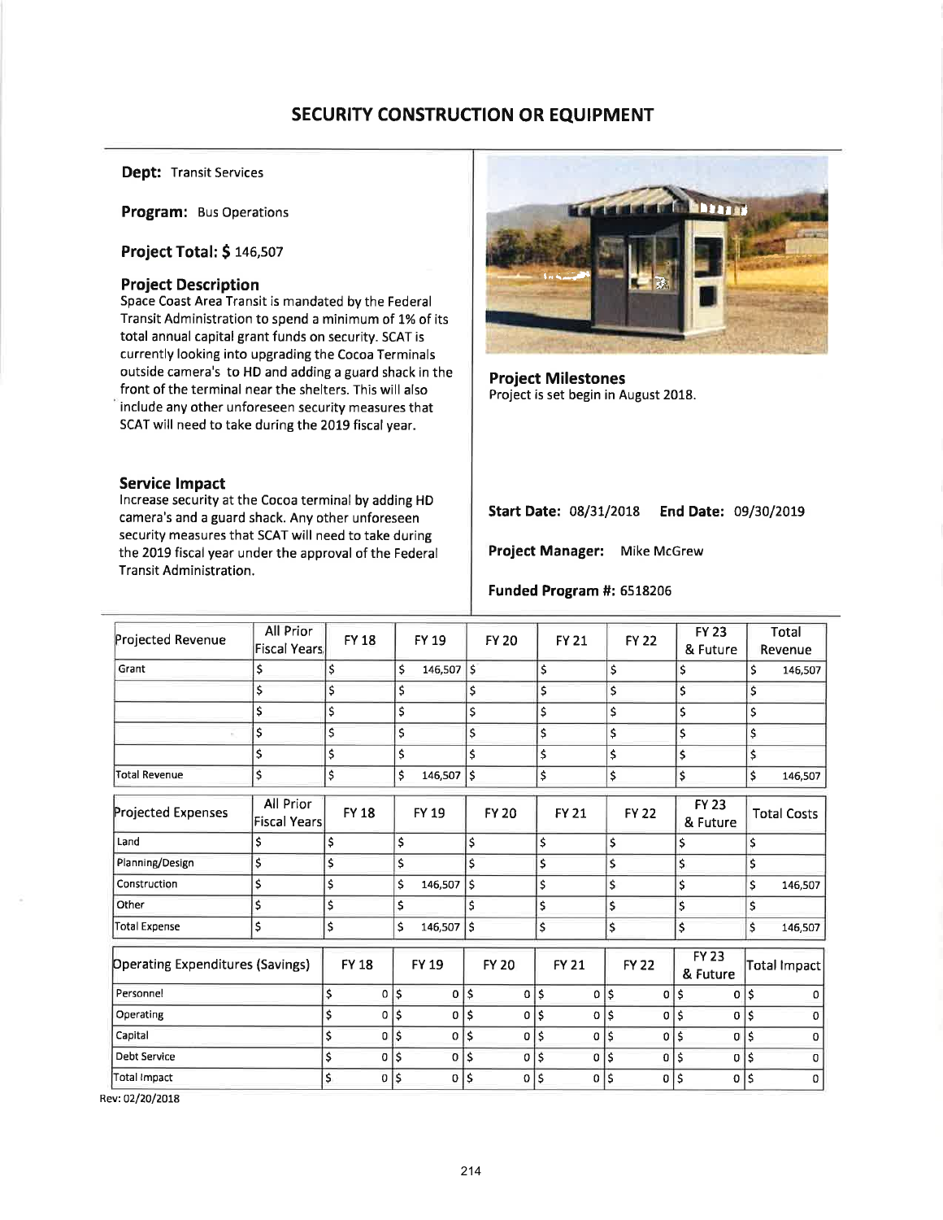# SECURITY CONSTRUCTION OR EQUIPMENT

**Dept:** Transit Services

**Program:** Bus Operations

**Project Total: $** 146,507

## Project Description

Space Coast Area Transit is mandated by the Federal Transit Administration to spend a minimum of 1% of its total annual capital grant funds on security. SCAT is currently looking into upgrading the Cocoa Terminals outside camera's to HD and adding a guard shack in the front of the terminal near the shelters. This will also include any other unforeseen security measures that SCAT will need to take during the 2019 fiscal year.

## Service Impact

Increase security at the Cocoa terminal by adding HD camera's and a guard shack. Any other unforeseen security measures that SCAT will need to take during the 2019 fiscal year under the approval of the Federal Transit Administration.

## Project Milestones

Project is set begin in August 2018.

**Start Date:** 08/31/2018 **End Date:** 09/30/2019

**Project Manager:** Mike McGrew

**Funded Program #:** 6518206

| Projected Revenue | All Prior Fiscal Years | FY 18 | FY 19 | FY 20 | FY 21 | FY 22 | FY 23 & Future | Total Revenue |
|---|---|---|---|---|---|---|---|---|
| Grant | $ | $ | $ 146,507 | $ | $ | $ | $ | $ 146,507 |
| | $ | $ | $ | $ | $ | $ | $ | $ |
| | $ | $ | $ | $ | $ | $ | $ | $ |
| | $ | $ | $ | $ | $ | $ | $ | $ |
| | $ | $ | $ | $ | $ | $ | $ | $ |
| Total Revenue | $ | $ | $ 146,507 | $ | $ | $ | $ | $ 146,507 |

| Projected Expenses | All Prior Fiscal Years | FY 18 | FY 19 | FY 20 | FY 21 | FY 22 | FY 23 & Future | Total Costs |
|---|---|---|---|---|---|---|---|---|
| Land | $ | $ | $ | $ | $ | $ | $ | $ |
| Planning/Design | $ | $ | $ | $ | $ | $ | $ | $ |
| Construction | $ | $ | $ 146,507 | $ | $ | $ | $ | $ 146,507 |
| Other | $ | $ | $ | $ | $ | $ | $ | $ |
| Total Expense | $ | $ | $ 146,507 | $ | $ | $ | $ | $ 146,507 |

| Operating Expenditures (Savings) | FY 18 | FY 19 | FY 20 | FY 21 | FY 22 | FY 23 & Future | Total Impact |
|---|---|---|---|---|---|---|---|
| Personnel | $ 0 | $ 0 | $ 0 | $ 0 | $ 0 | $ 0 | $ 0 |
| Operating | $ 0 | $ 0 | $ 0 | $ 0 | $ 0 | $ 0 | $ 0 |
| Capital | $ 0 | $ 0 | $ 0 | $ 0 | $ 0 | $ 0 | $ 0 |
| Debt Service | $ 0 | $ 0 | $ 0 | $ 0 | $ 0 | $ 0 | $ 0 |
| Total Impact | $ 0 | $ 0 | $ 0 | $ 0 | $ 0 | $ 0 | $ 0 |

Rev: 02/20/2018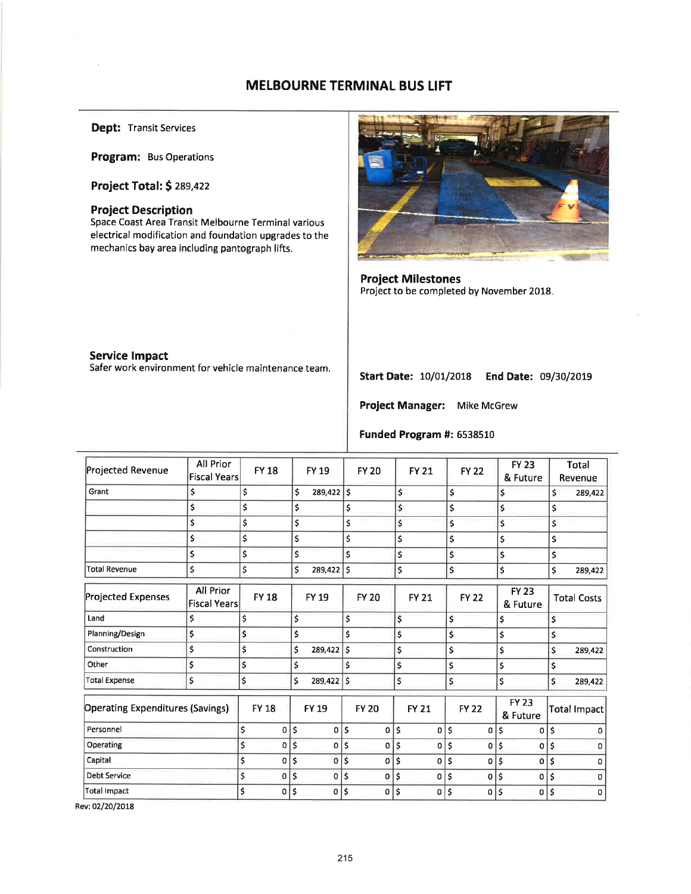# MELBOURNE TERMINAL BUS LIFT

**Dept:** Transit Services

**Program:** Bus Operations

**Project Total: $** 289,422

## Project Description

Space Coast Area Transit Melbourne Terminal various electrical modification and foundation upgrades to the mechanics bay area including pantograph lifts.

## Project Milestones

Project to be completed by November 2018.

## Service Impact

Safer work environment for vehicle maintenance team.

**Start Date:** 10/01/2018 **End Date:** 09/30/2019

**Project Manager:** Mike McGrew

**Funded Program #:** 6538510

| Projected Revenue | All Prior Fiscal Years | FY 18 | FY 19 | FY 20 | FY 21 | FY 22 | FY 23 & Future | Total Revenue |
|---|---|---|---|---|---|---|---|---|
| Grant | $ | $ | $ 289,422 | $ | $ | $ | $ | $ 289,422 |
| | $ | $ | $ | $ | $ | $ | $ | $ |
| | $ | $ | $ | $ | $ | $ | $ | $ |
| | $ | $ | $ | $ | $ | $ | $ | $ |
| | $ | $ | $ | $ | $ | $ | $ | $ |
| Total Revenue | $ | $ | $ 289,422 | $ | $ | $ | $ | $ 289,422 |

| Projected Expenses | All Prior Fiscal Years | FY 18 | FY 19 | FY 20 | FY 21 | FY 22 | FY 23 & Future | Total Costs |
|---|---|---|---|---|---|---|---|---|
| Land | $ | $ | $ | $ | $ | $ | $ | $ |
| Planning/Design | $ | $ | $ | $ | $ | $ | $ | $ |
| Construction | $ | $ | $ 289,422 | $ | $ | $ | $ | $ 289,422 |
| Other | $ | $ | $ | $ | $ | $ | $ | $ |
| Total Expense | $ | $ | $ 289,422 | $ | $ | $ | $ | $ 289,422 |

| Operating Expenditures (Savings) | FY 18 | FY 19 | FY 20 | FY 21 | FY 22 | FY 23 & Future | Total Impact |
|---|---|---|---|---|---|---|---|
| Personnel | $ 0 | $ 0 | $ 0 | $ 0 | $ 0 | $ 0 | $ 0 |
| Operating | $ 0 | $ 0 | $ 0 | $ 0 | $ 0 | $ 0 | $ 0 |
| Capital | $ 0 | $ 0 | $ 0 | $ 0 | $ 0 | $ 0 | $ 0 |
| Debt Service | $ 0 | $ 0 | $ 0 | $ 0 | $ 0 | $ 0 | $ 0 |
| Total Impact | $ 0 | $ 0 | $ 0 | $ 0 | $ 0 | $ 0 | $ 0 |

Rev: 02/20/2018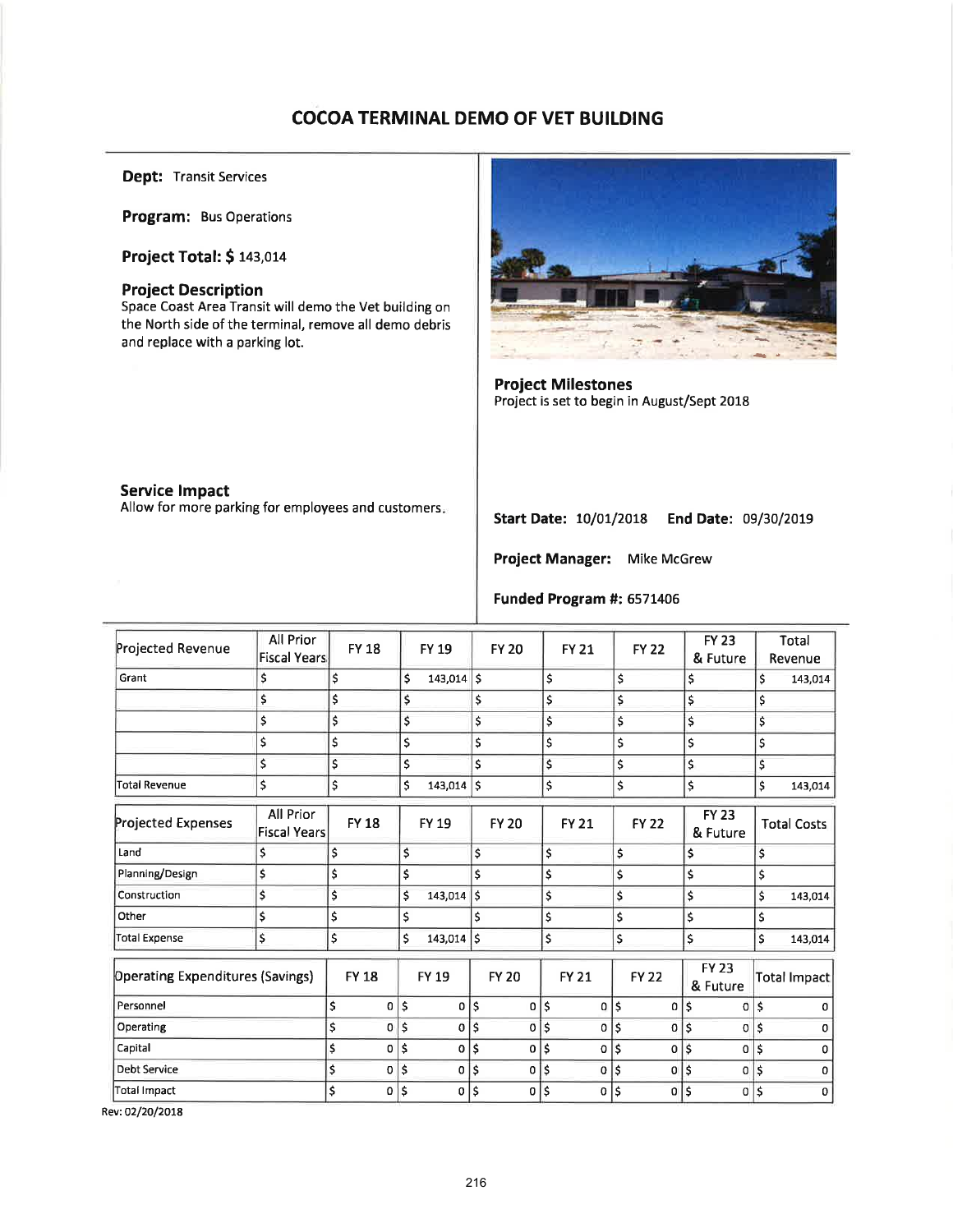# COCOA TERMINAL DEMO OF VET BUILDING

**Dept:** Transit Services

**Program:** Bus Operations

**Project Total: $** 143,014

**Project Description**
Space Coast Area Transit will demo the Vet building on the North side of the terminal, remove all demo debris and replace with a parking lot.

**Project Milestones**
Project is set to begin in August/Sept 2018

**Service Impact**
Allow for more parking for employees and customers.

**Start Date:** 10/01/2018 **End Date:** 09/30/2019

**Project Manager:** Mike McGrew

**Funded Program #:** 6571406

| Projected Revenue | All Prior Fiscal Years | FY 18 | FY 19 | FY 20 | FY 21 | FY 22 | FY 23 & Future | Total Revenue |
|---|---|---|---|---|---|---|---|---|
| Grant | $ | $ | $ 143,014 | $ | $ | $ | $ | $ 143,014 |
| | $ | $ | $ | $ | $ | $ | $ | $ |
| | $ | $ | $ | $ | $ | $ | $ | $ |
| | $ | $ | $ | $ | $ | $ | $ | $ |
| | $ | $ | $ | $ | $ | $ | $ | $ |
| Total Revenue | $ | $ | $ 143,014 | $ | $ | $ | $ | $ 143,014 |

| Projected Expenses | All Prior Fiscal Years | FY 18 | FY 19 | FY 20 | FY 21 | FY 22 | FY 23 & Future | Total Costs |
|---|---|---|---|---|---|---|---|---|
| Land | $ | $ | $ | $ | $ | $ | $ | $ |
| Planning/Design | $ | $ | $ | $ | $ | $ | $ | $ |
| Construction | $ | $ | $ 143,014 | $ | $ | $ | $ | $ 143,014 |
| Other | $ | $ | $ | $ | $ | $ | $ | $ |
| Total Expense | $ | $ | $ 143,014 | $ | $ | $ | $ | $ 143,014 |

| Operating Expenditures (Savings) | FY 18 | FY 19 | FY 20 | FY 21 | FY 22 | FY 23 & Future | Total Impact |
|---|---|---|---|---|---|---|---|
| Personnel | $ 0 | $ 0 | $ 0 | $ 0 | $ 0 | $ 0 | $ 0 |
| Operating | $ 0 | $ 0 | $ 0 | $ 0 | $ 0 | $ 0 | $ 0 |
| Capital | $ 0 | $ 0 | $ 0 | $ 0 | $ 0 | $ 0 | $ 0 |
| Debt Service | $ 0 | $ 0 | $ 0 | $ 0 | $ 0 | $ 0 | $ 0 |
| Total Impact | $ 0 | $ 0 | $ 0 | $ 0 | $ 0 | $ 0 | $ 0 |

Rev: 02/20/2018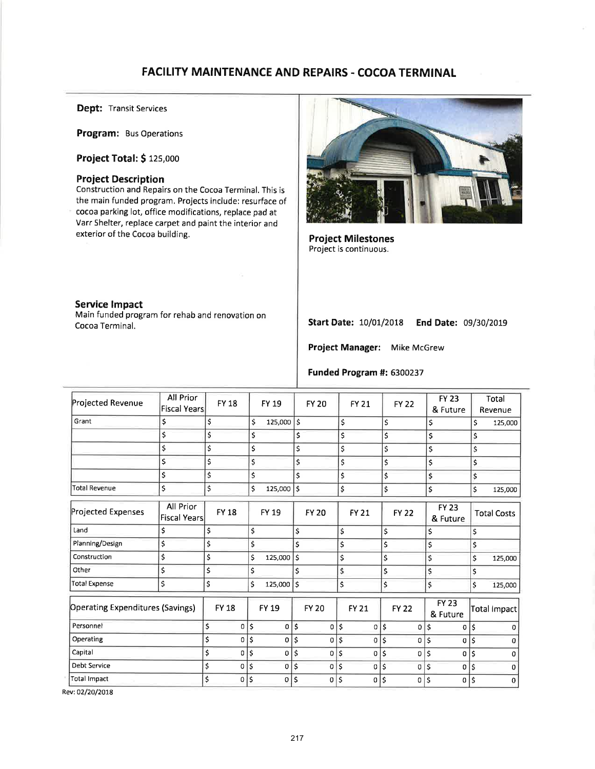# FACILITY MAINTENANCE AND REPAIRS - COCOA TERMINAL

**Dept:** Transit Services

**Program:** Bus Operations

**Project Total: $** 125,000

### Project Description

Construction and Repairs on the Cocoa Terminal. This is the main funded program. Projects include: resurface of cocoa parking lot, office modifications, replace pad at Varr Shelter, replace carpet and paint the interior and exterior of the Cocoa building.

### Project Milestones

Project is continuous.

### Service Impact

Main funded program for rehab and renovation on Cocoa Terminal.

**Start Date:** 10/01/2018 **End Date:** 09/30/2019

**Project Manager:** Mike McGrew

**Funded Program #:** 6300237

| Projected Revenue | All Prior Fiscal Years | FY 18 | FY 19 | FY 20 | FY 21 | FY 22 | FY 23 & Future | Total Revenue |
|---|---|---|---|---|---|---|---|---|
| Grant | $ | $ | $ 125,000 | $ | $ | $ | $ | $ 125,000 |
| | $ | $ | $ | $ | $ | $ | $ | $ |
| | $ | $ | $ | $ | $ | $ | $ | $ |
| | $ | $ | $ | $ | $ | $ | $ | $ |
| | $ | $ | $ | $ | $ | $ | $ | $ |
| Total Revenue | $ | $ | $ 125,000 | $ | $ | $ | $ | $ 125,000 |

| Projected Expenses | All Prior Fiscal Years | FY 18 | FY 19 | FY 20 | FY 21 | FY 22 | FY 23 & Future | Total Costs |
|---|---|---|---|---|---|---|---|---|
| Land | $ | $ | $ | $ | $ | $ | $ | $ |
| Planning/Design | $ | $ | $ | $ | $ | $ | $ | $ |
| Construction | $ | $ | $ 125,000 | $ | $ | $ | $ | $ 125,000 |
| Other | $ | $ | $ | $ | $ | $ | $ | $ |
| Total Expense | $ | $ | $ 125,000 | $ | $ | $ | $ | $ 125,000 |

| Operating Expenditures (Savings) | FY 18 | FY 19 | FY 20 | FY 21 | FY 22 | FY 23 & Future | Total Impact |
|---|---|---|---|---|---|---|---|
| Personnel | $ 0 | $ 0 | $ 0 | $ 0 | $ 0 | $ 0 | $ 0 |
| Operating | $ 0 | $ 0 | $ 0 | $ 0 | $ 0 | $ 0 | $ 0 |
| Capital | $ 0 | $ 0 | $ 0 | $ 0 | $ 0 | $ 0 | $ 0 |
| Debt Service | $ 0 | $ 0 | $ 0 | $ 0 | $ 0 | $ 0 | $ 0 |
| Total Impact | $ 0 | $ 0 | $ 0 | $ 0 | $ 0 | $ 0 | $ 0 |

Rev: 02/20/2018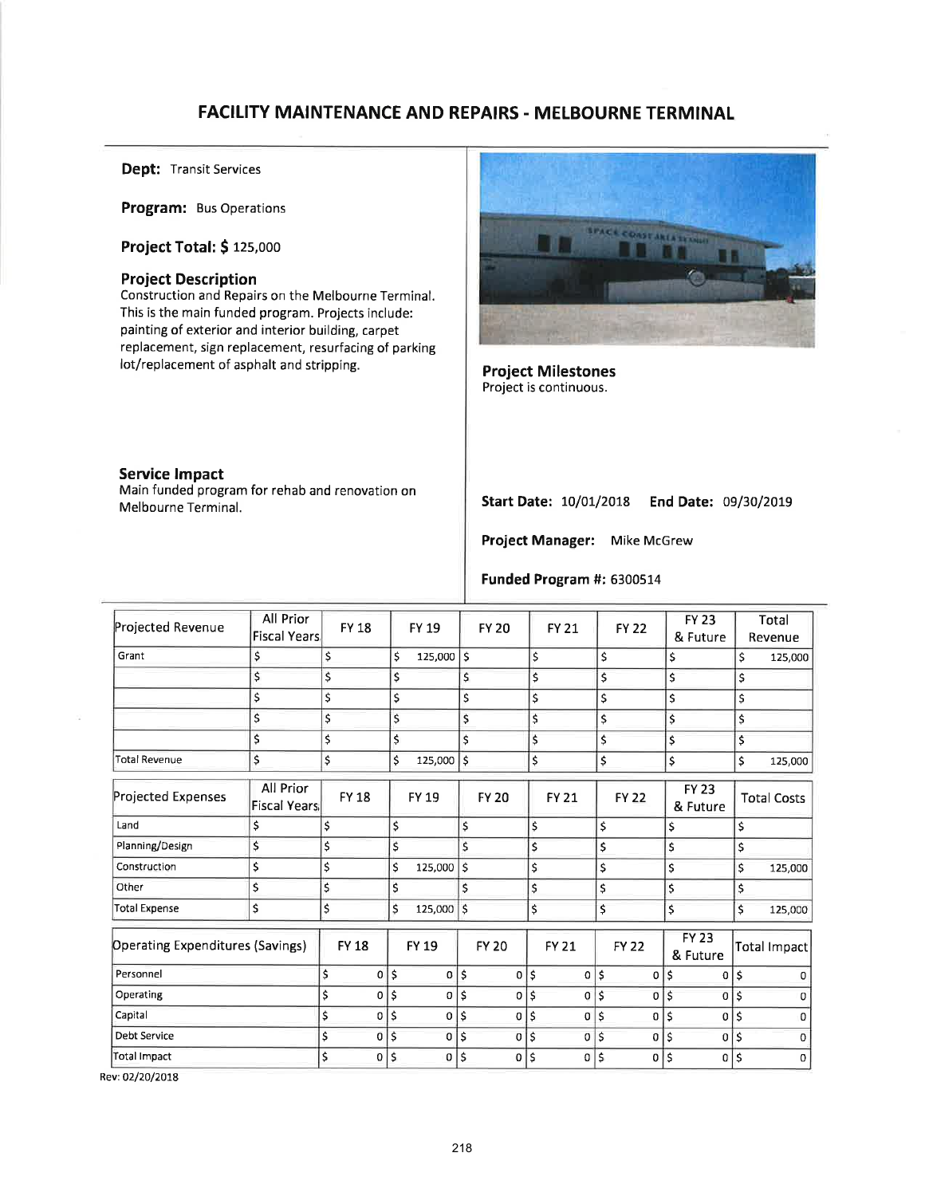# FACILITY MAINTENANCE AND REPAIRS - MELBOURNE TERMINAL

**Dept:** Transit Services

**Program:** Bus Operations

**Project Total: $** 125,000

### Project Description

Construction and Repairs on the Melbourne Terminal. This is the main funded program. Projects include: painting of exterior and interior building, carpet replacement, sign replacement, resurfacing of parking lot/replacement of asphalt and stripping.

### Project Milestones

Project is continuous.

### Service Impact

Main funded program for rehab and renovation on Melbourne Terminal.

**Start Date:** 10/01/2018 **End Date:** 09/30/2019

**Project Manager:** Mike McGrew

**Funded Program #:** 6300514

| Projected Revenue | All Prior Fiscal Years | FY 18 | FY 19 | FY 20 | FY 21 | FY 22 | FY 23 & Future | Total Revenue |
|---|---|---|---|---|---|---|---|---|
| Grant | $ | $ | $ 125,000 | $ | $ | $ | $ | $ 125,000 |
| | $ | $ | $ | $ | $ | $ | $ | $ |
| | $ | $ | $ | $ | $ | $ | $ | $ |
| | $ | $ | $ | $ | $ | $ | $ | $ |
| | $ | $ | $ | $ | $ | $ | $ | $ |
| Total Revenue | $ | $ | $ 125,000 | $ | $ | $ | $ | $ 125,000 |

| Projected Expenses | All Prior Fiscal Years | FY 18 | FY 19 | FY 20 | FY 21 | FY 22 | FY 23 & Future | Total Costs |
|---|---|---|---|---|---|---|---|---|
| Land | $ | $ | $ | $ | $ | $ | $ | $ |
| Planning/Design | $ | $ | $ | $ | $ | $ | $ | $ |
| Construction | $ | $ | $ 125,000 | $ | $ | $ | $ | $ 125,000 |
| Other | $ | $ | $ | $ | $ | $ | $ | $ |
| Total Expense | $ | $ | $ 125,000 | $ | $ | $ | $ | $ 125,000 |

| Operating Expenditures (Savings) | FY 18 | FY 19 | FY 20 | FY 21 | FY 22 | FY 23 & Future | Total Impact |
|---|---|---|---|---|---|---|---|
| Personnel | $ 0 | $ 0 | $ 0 | $ 0 | $ 0 | $ 0 | $ 0 |
| Operating | $ 0 | $ 0 | $ 0 | $ 0 | $ 0 | $ 0 | $ 0 |
| Capital | $ 0 | $ 0 | $ 0 | $ 0 | $ 0 | $ 0 | $ 0 |
| Debt Service | $ 0 | $ 0 | $ 0 | $ 0 | $ 0 | $ 0 | $ 0 |
| Total Impact | $ 0 | $ 0 | $ 0 | $ 0 | $ 0 | $ 0 | $ 0 |

Rev: 02/20/2018